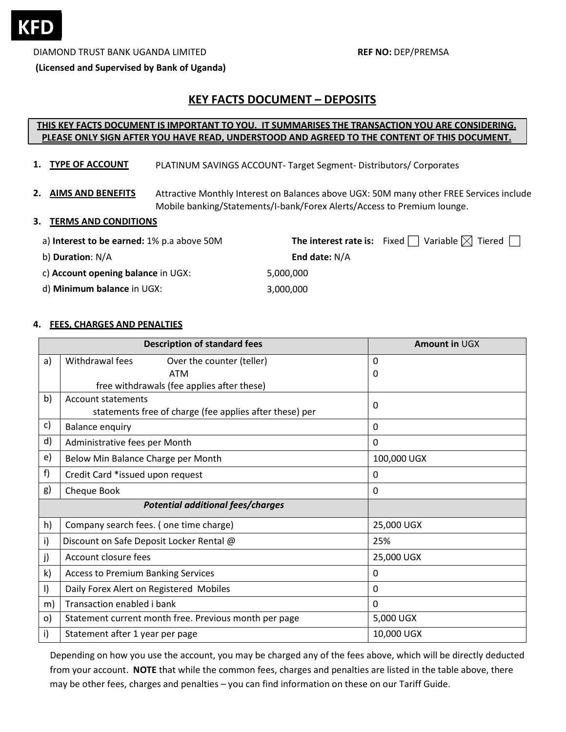**KFD**

DIAMOND TRUST BANK UGANDA LIMITED

**(Licensed and Supervised by Bank of Uganda)**

**REF NO:** DEP/PREMSA

# KEY FACTS DOCUMENT – DEPOSITS

**THIS KEY FACTS DOCUMENT IS IMPORTANT TO YOU. IT SUMMARISES THE TRANSACTION YOU ARE CONSIDERING. PLEASE ONLY SIGN AFTER YOU HAVE READ, UNDERSTOOD AND AGREED TO THE CONTENT OF THIS DOCUMENT.**

1. **TYPE OF ACCOUNT** PLATINUM SAVINGS ACCOUNT- Target Segment- Distributors/ Corporates

2. **AIMS AND BENEFITS** Attractive Monthly Interest on Balances above UGX: 50M many other FREE Services include Mobile banking/Statements/I-bank/Forex Alerts/Access to Premium lounge.

3. **TERMS AND CONDITIONS**

a) **Interest to be earned:** 1% p.a above 50M

**The interest rate is:** Fixed ☐ Variable ☒ Tiered ☐

b) **Duration**: N/A

**End date:** N/A

c) **Account opening balance** in UGX: 5,000,000

d) **Minimum balance** in UGX: 3,000,000

4. **FEES, CHARGES AND PENALTIES**

| | Description of standard fees | Amount in UGX |
|---|---|---|
| a) | Withdrawal fees Over the counter (teller)<br>ATM<br>free withdrawals (fee applies after these) | 0<br>0 |
| b) | Account statements<br>statements free of charge (fee applies after these) per | 0 |
| c) | Balance enquiry | 0 |
| d) | Administrative fees per Month | 0 |
| e) | Below Min Balance Charge per Month | 100,000 UGX |
| f) | Credit Card *issued upon request | 0 |
| g) | Cheque Book | 0 |
| | ***Potential additional fees/charges*** | |
| h) | Company search fees. ( one time charge) | 25,000 UGX |
| i) | Discount on Safe Deposit Locker Rental @ | 25% |
| j) | Account closure fees | 25,000 UGX |
| k) | Access to Premium Banking Services | 0 |
| l) | Daily Forex Alert on Registered Mobiles | 0 |
| m) | Transaction enabled i bank | 0 |
| o) | Statement current month free. Previous month per page | 5,000 UGX |
| i) | Statement after 1 year per page | 10,000 UGX |

Depending on how you use the account, you may be charged any of the fees above, which will be directly deducted from your account. **NOTE** that while the common fees, charges and penalties are listed in the table above, there may be other fees, charges and penalties – you can find information on these on our Tariff Guide.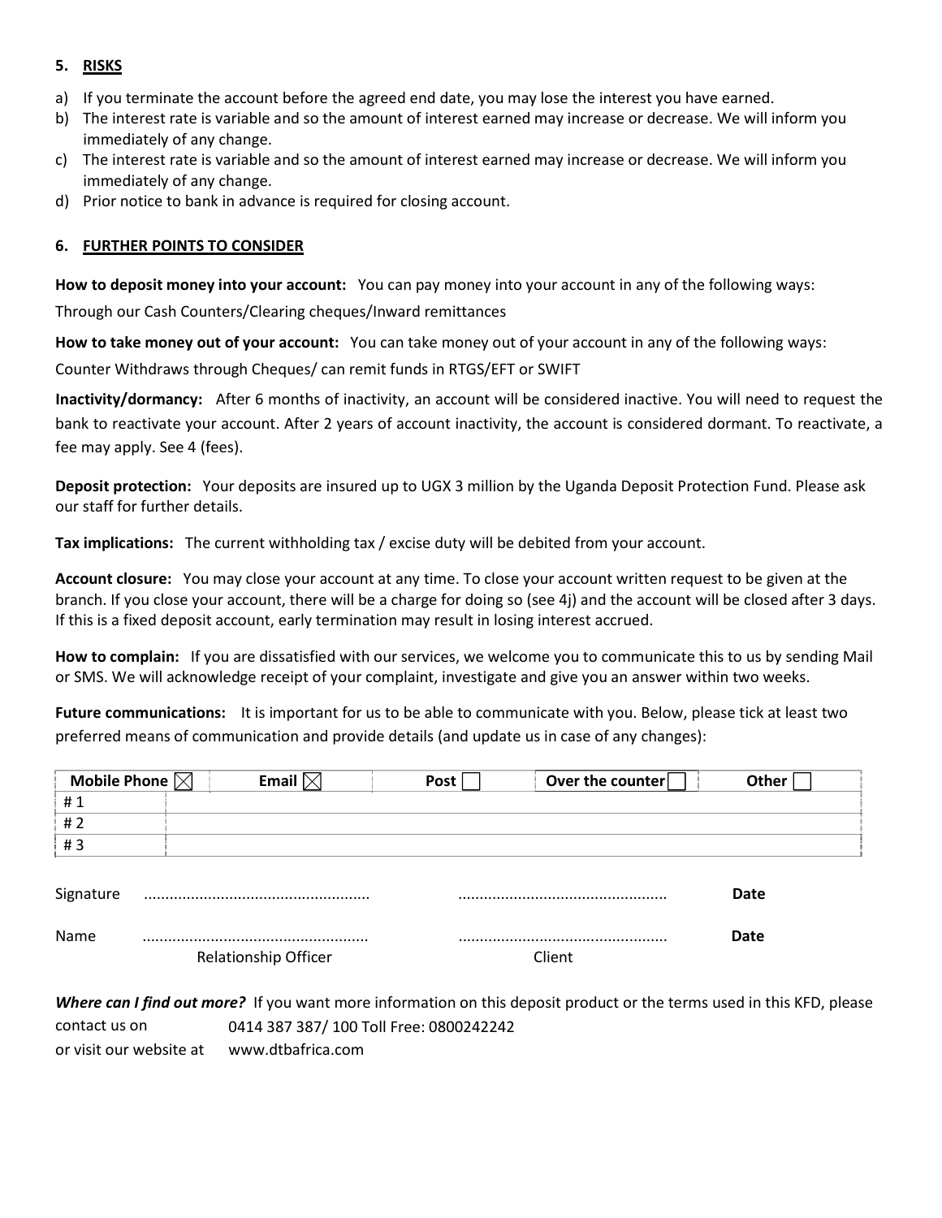## 5. RISKS

a) If you terminate the account before the agreed end date, you may lose the interest you have earned.
b) The interest rate is variable and so the amount of interest earned may increase or decrease. We will inform you immediately of any change.
c) The interest rate is variable and so the amount of interest earned may increase or decrease. We will inform you immediately of any change.
d) Prior notice to bank in advance is required for closing account.

## 6. FURTHER POINTS TO CONSIDER

**How to deposit money into your account:** You can pay money into your account in any of the following ways:
Through our Cash Counters/Clearing cheques/Inward remittances

**How to take money out of your account:** You can take money out of your account in any of the following ways:
Counter Withdraws through Cheques/ can remit funds in RTGS/EFT or SWIFT

**Inactivity/dormancy:** After 6 months of inactivity, an account will be considered inactive. You will need to request the bank to reactivate your account. After 2 years of account inactivity, the account is considered dormant. To reactivate, a fee may apply. See 4 (fees).

**Deposit protection:** Your deposits are insured up to UGX 3 million by the Uganda Deposit Protection Fund. Please ask our staff for further details.

**Tax implications:** The current withholding tax / excise duty will be debited from your account.

**Account closure:** You may close your account at any time. To close your account written request to be given at the branch. If you close your account, there will be a charge for doing so (see 4j) and the account will be closed after 3 days. If this is a fixed deposit account, early termination may result in losing interest accrued.

**How to complain:** If you are dissatisfied with our services, we welcome you to communicate this to us by sending Mail or SMS. We will acknowledge receipt of your complaint, investigate and give you an answer within two weeks.

**Future communications:** It is important for us to be able to communicate with you. Below, please tick at least two preferred means of communication and provide details (and update us in case of any changes):

| Mobile Phone ☒ | Email ☒ | Post ☐ | Over the counter ☐ | Other ☐ |
|---|---|---|---|---|
| # 1 | | | | |
| # 2 | | | | |
| # 3 | | | | |

Signature .................................................... ................................................ **Date**

Name .................................................... ................................................ **Date**

Relationship Officer Client

***Where can I find out more?*** If you want more information on this deposit product or the terms used in this KFD, please contact us on 0414 387 387/ 100 Toll Free: 0800242242
or visit our website at www.dtbafrica.com